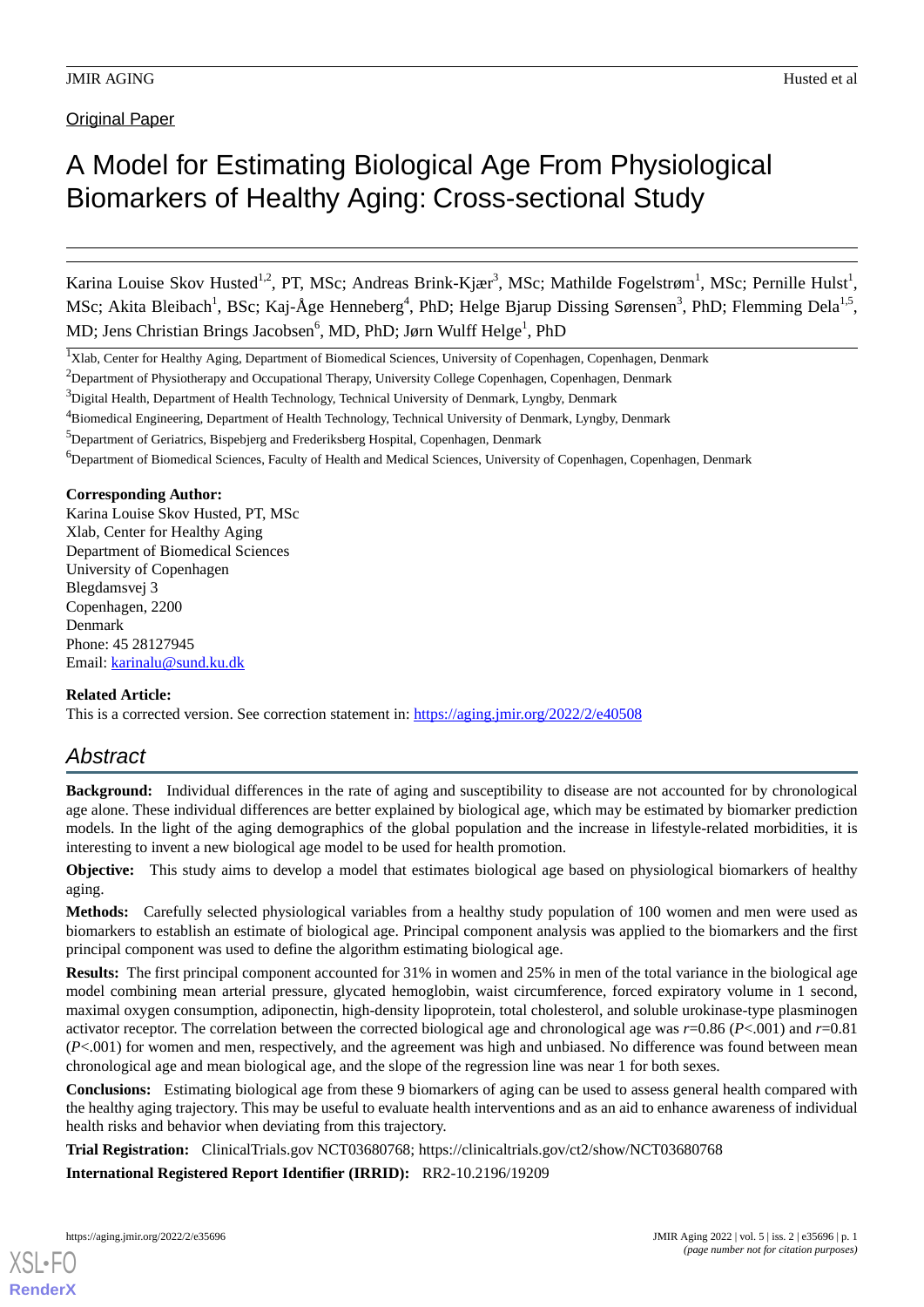Original Paper

# A Model for Estimating Biological Age From Physiological Biomarkers of Healthy Aging: Cross-sectional Study

Karina Louise Skov Husted[1,2], PT, MSc; Andreas Brink-Kjær[3], MSc; Mathilde Fogelstrøm[1], MSc; Pernille Hulst[1], MSc; Akita Bleibach[1], BSc; Kaj-Åge Henneberg[4], PhD; Helge Bjarup Dissing Sørensen[3], PhD; Flemming Dela[1,5], MD; Jens Christian Brings Jacobsen[6], MD, PhD; Jørn Wulff Helge[1], PhD

[1]Xlab, Center for Healthy Aging, Department of Biomedical Sciences, University of Copenhagen, Copenhagen, Denmark

[2]Department of Physiotherapy and Occupational Therapy, University College Copenhagen, Copenhagen, Denmark

[3]Digital Health, Department of Health Technology, Technical University of Denmark, Lyngby, Denmark

[4]Biomedical Engineering, Department of Health Technology, Technical University of Denmark, Lyngby, Denmark

[5]Department of Geriatrics, Bispebjerg and Frederiksberg Hospital, Copenhagen, Denmark

[6]Department of Biomedical Sciences, Faculty of Health and Medical Sciences, University of Copenhagen, Copenhagen, Denmark

**Corresponding Author:**
Karina Louise Skov Husted, PT, MSc
Xlab, Center for Healthy Aging
Department of Biomedical Sciences
University of Copenhagen
Blegdamsvej 3
Copenhagen, 2200
Denmark
Phone: 45 28127945
Email: karinalu@sund.ku.dk

**Related Article:**
This is a corrected version. See correction statement in: https://aging.jmir.org/2022/2/e40508

## Abstract

**Background:** Individual differences in the rate of aging and susceptibility to disease are not accounted for by chronological age alone. These individual differences are better explained by biological age, which may be estimated by biomarker prediction models. In the light of the aging demographics of the global population and the increase in lifestyle-related morbidities, it is interesting to invent a new biological age model to be used for health promotion.

**Objective:** This study aims to develop a model that estimates biological age based on physiological biomarkers of healthy aging.

**Methods:** Carefully selected physiological variables from a healthy study population of 100 women and men were used as biomarkers to establish an estimate of biological age. Principal component analysis was applied to the biomarkers and the first principal component was used to define the algorithm estimating biological age.

**Results:** The first principal component accounted for 31% in women and 25% in men of the total variance in the biological age model combining mean arterial pressure, glycated hemoglobin, waist circumference, forced expiratory volume in 1 second, maximal oxygen consumption, adiponectin, high-density lipoprotein, total cholesterol, and soluble urokinase-type plasminogen activator receptor. The correlation between the corrected biological age and chronological age was $r=0.86$ ($P<.001$) and $r=0.81$ ($P<.001$) for women and men, respectively, and the agreement was high and unbiased. No difference was found between mean chronological age and mean biological age, and the slope of the regression line was near 1 for both sexes.

**Conclusions:** Estimating biological age from these 9 biomarkers of aging can be used to assess general health compared with the healthy aging trajectory. This may be useful to evaluate health interventions and as an aid to enhance awareness of individual health risks and behavior when deviating from this trajectory.

**Trial Registration:** ClinicalTrials.gov NCT03680768; https://clinicaltrials.gov/ct2/show/NCT03680768

**International Registered Report Identifier (IRRID):** RR2-10.2196/19209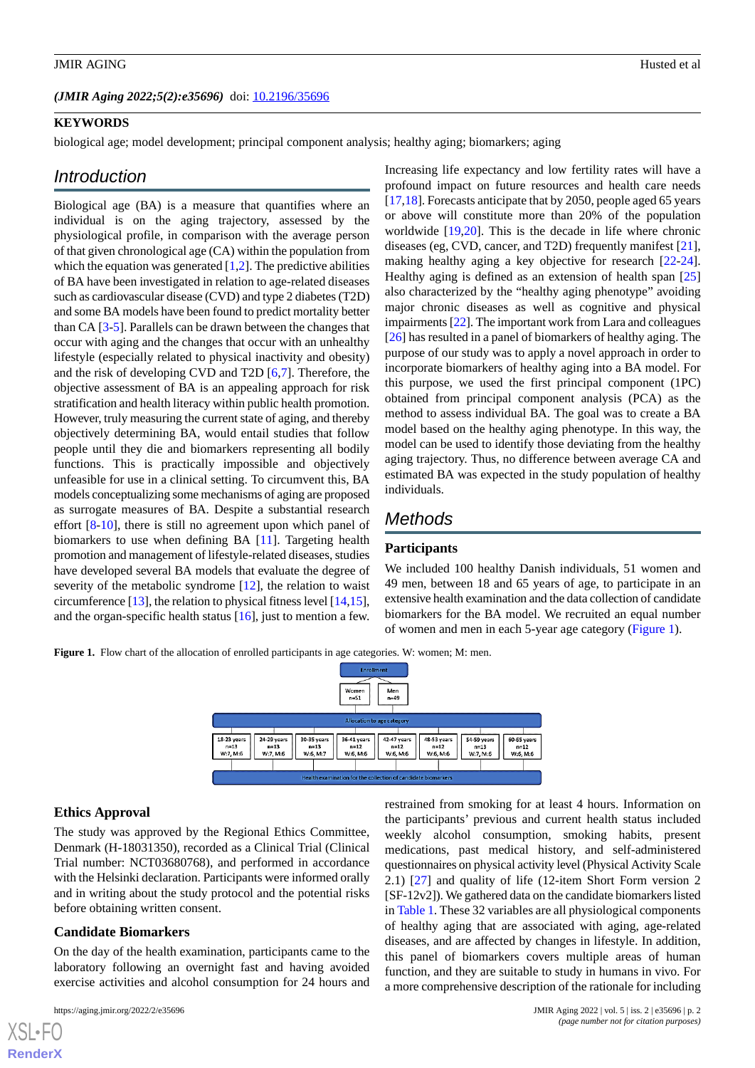*(JMIR Aging 2022;5(2):e35696)* doi: 10.2196/35696

**KEYWORDS**

biological age; model development; principal component analysis; healthy aging; biomarkers; aging

## Introduction

Biological age (BA) is a measure that quantifies where an individual is on the aging trajectory, assessed by the physiological profile, in comparison with the average person of that given chronological age (CA) within the population from which the equation was generated [1,2]. The predictive abilities of BA have been investigated in relation to age-related diseases such as cardiovascular disease (CVD) and type 2 diabetes (T2D) and some BA models have been found to predict mortality better than CA [3-5]. Parallels can be drawn between the changes that occur with aging and the changes that occur with an unhealthy lifestyle (especially related to physical inactivity and obesity) and the risk of developing CVD and T2D [6,7]. Therefore, the objective assessment of BA is an appealing approach for risk stratification and health literacy within public health promotion. However, truly measuring the current state of aging, and thereby objectively determining BA, would entail studies that follow people until they die and biomarkers representing all bodily functions. This is practically impossible and objectively unfeasible for use in a clinical setting. To circumvent this, BA models conceptualizing some mechanisms of aging are proposed as surrogate measures of BA. Despite a substantial research effort [8-10], there is still no agreement upon which panel of biomarkers to use when defining BA [11]. Targeting health promotion and management of lifestyle-related diseases, studies have developed several BA models that evaluate the degree of severity of the metabolic syndrome [12], the relation to waist circumference [13], the relation to physical fitness level [14,15], and the organ-specific health status [16], just to mention a few.

Increasing life expectancy and low fertility rates will have a profound impact on future resources and health care needs [17,18]. Forecasts anticipate that by 2050, people aged 65 years or above will constitute more than 20% of the population worldwide [19,20]. This is the decade in life where chronic diseases (eg, CVD, cancer, and T2D) frequently manifest [21], making healthy aging a key objective for research [22-24]. Healthy aging is defined as an extension of health span [25] also characterized by the "healthy aging phenotype" avoiding major chronic diseases as well as cognitive and physical impairments [22]. The important work from Lara and colleagues [26] has resulted in a panel of biomarkers of healthy aging. The purpose of our study was to apply a novel approach in order to incorporate biomarkers of healthy aging into a BA model. For this purpose, we used the first principal component (1PC) obtained from principal component analysis (PCA) as the method to assess individual BA. The goal was to create a BA model based on the healthy aging phenotype. In this way, the model can be used to identify those deviating from the healthy aging trajectory. Thus, no difference between average CA and estimated BA was expected in the study population of healthy individuals.

## Methods

### Participants

We included 100 healthy Danish individuals, 51 women and 49 men, between 18 and 65 years of age, to participate in an extensive health examination and the data collection of candidate biomarkers for the BA model. We recruited an equal number of women and men in each 5-year age category (Figure 1).

**Figure 1.** Flow chart of the allocation of enrolled participants in age categories. W: women; M: men.

Enrollment

Women n=51

Men n=49

Allocation to age category

18-23 years n=13 W:7, M:6

24-29 years n=13 W:7, M:6

30-35 years n=13 W:6, M:7

36-41 years n=12 W:6, M:6

42-47 years n=12 W:6, M:6

48-53 years n=12 W:6, M:6

54-59 years n=13 W:7, M:6

60-65 years n=12 W:6, M:6

Health examination for the collection of candidate biomarkers

### Ethics Approval

The study was approved by the Regional Ethics Committee, Denmark (H-18031350), recorded as a Clinical Trial (Clinical Trial number: NCT03680768), and performed in accordance with the Helsinki declaration. Participants were informed orally and in writing about the study protocol and the potential risks before obtaining written consent.

### Candidate Biomarkers

On the day of the health examination, participants came to the laboratory following an overnight fast and having avoided exercise activities and alcohol consumption for 24 hours and restrained from smoking for at least 4 hours. Information on the participants' previous and current health status included weekly alcohol consumption, smoking habits, present medications, past medical history, and self-administered questionnaires on physical activity level (Physical Activity Scale 2.1) [27] and quality of life (12-item Short Form version 2 [SF-12v2]). We gathered data on the candidate biomarkers listed in Table 1. These 32 variables are all physiological components of healthy aging that are associated with aging, age-related diseases, and are affected by changes in lifestyle. In addition, this panel of biomarkers covers multiple areas of human function, and they are suitable to study in humans in vivo. For a more comprehensive description of the rationale for including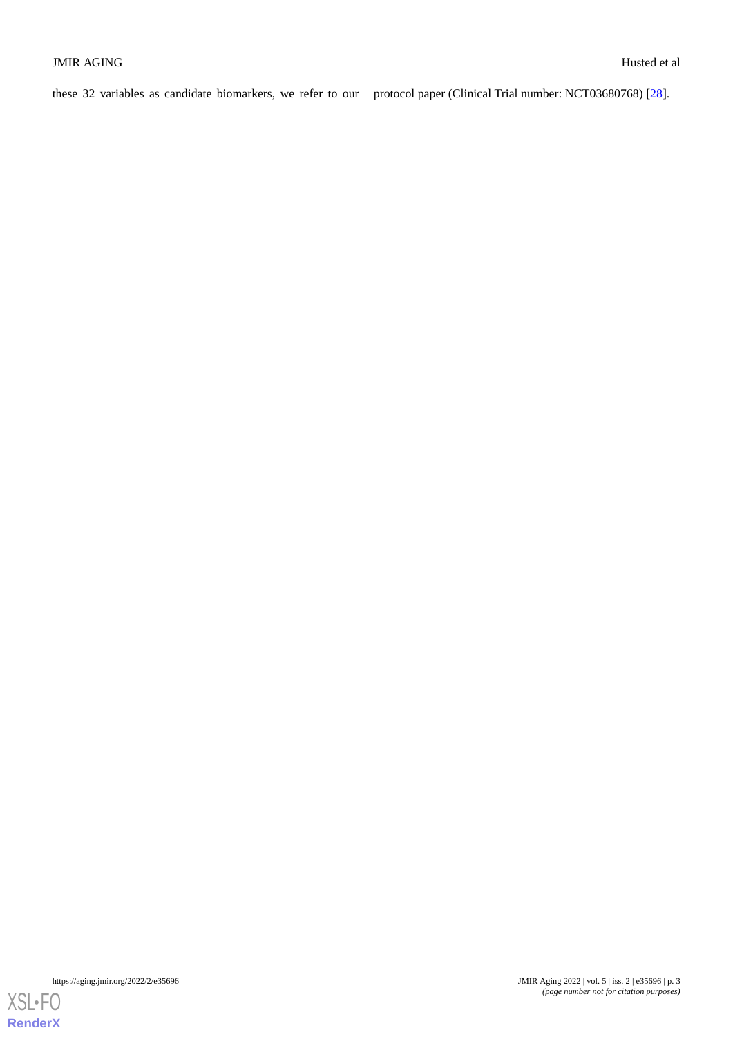these 32 variables as candidate biomarkers, we refer to our protocol paper (Clinical Trial number: NCT03680768) [28].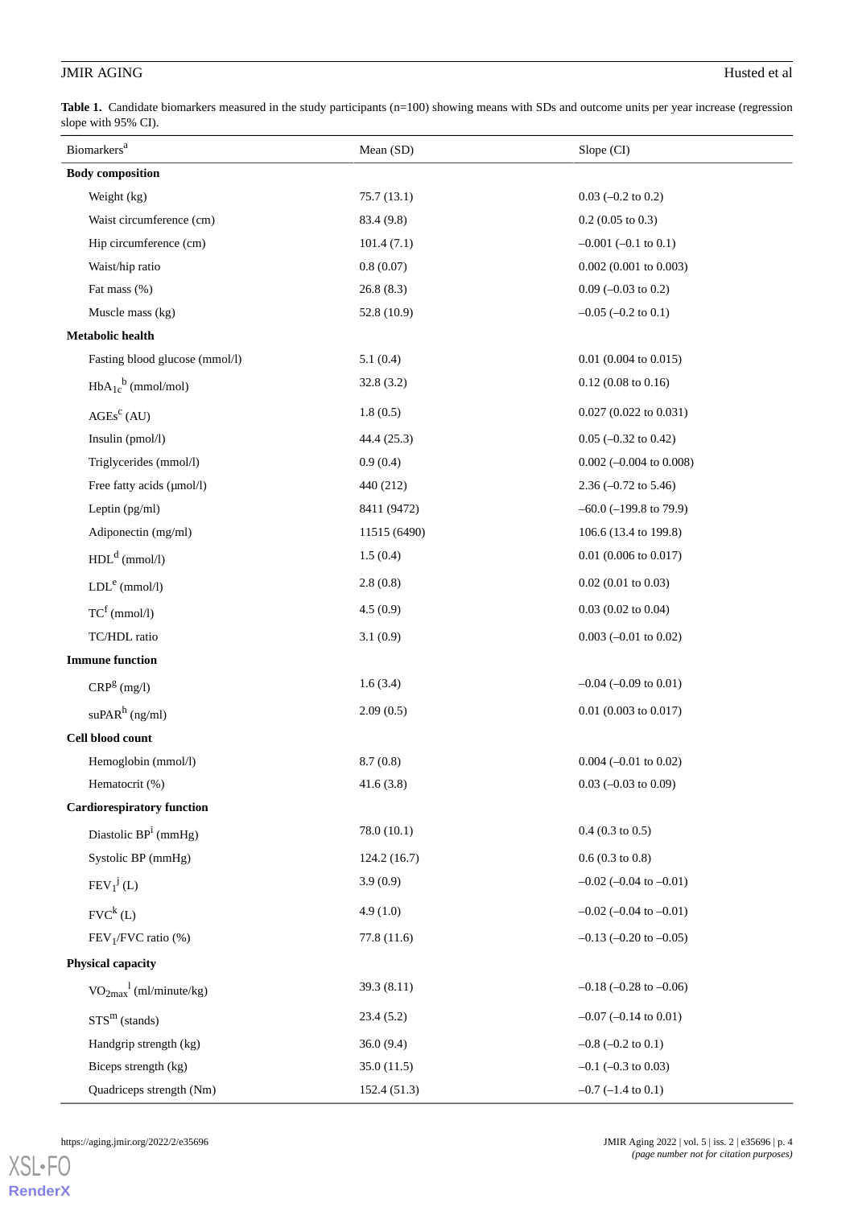**Table 1.** Candidate biomarkers measured in the study participants (n=100) showing means with SDs and outcome units per year increase (regression slope with 95% CI).

| Biomarkers[a] | Mean (SD) | Slope (CI) |
|---|---|---|
| **Body composition** | | |
| Weight (kg) | 75.7 (13.1) | 0.03 (–0.2 to 0.2) |
| Waist circumference (cm) | 83.4 (9.8) | 0.2 (0.05 to 0.3) |
| Hip circumference (cm) | 101.4 (7.1) | –0.001 (–0.1 to 0.1) |
| Waist/hip ratio | 0.8 (0.07) | 0.002 (0.001 to 0.003) |
| Fat mass (%) | 26.8 (8.3) | 0.09 (–0.03 to 0.2) |
| Muscle mass (kg) | 52.8 (10.9) | –0.05 (–0.2 to 0.1) |
| **Metabolic health** | | |
| Fasting blood glucose (mmol/l) | 5.1 (0.4) | 0.01 (0.004 to 0.015) |
| $HbA_{1c}$[b] (mmol/mol) | 32.8 (3.2) | 0.12 (0.08 to 0.16) |
| AGEs[c] (AU) | 1.8 (0.5) | 0.027 (0.022 to 0.031) |
| Insulin (pmol/l) | 44.4 (25.3) | 0.05 (–0.32 to 0.42) |
| Triglycerides (mmol/l) | 0.9 (0.4) | 0.002 (–0.004 to 0.008) |
| Free fatty acids (μmol/l) | 440 (212) | 2.36 (–0.72 to 5.46) |
| Leptin (pg/ml) | 8411 (9472) | –60.0 (–199.8 to 79.9) |
| Adiponectin (mg/ml) | 11515 (6490) | 106.6 (13.4 to 199.8) |
| HDL[d] (mmol/l) | 1.5 (0.4) | 0.01 (0.006 to 0.017) |
| LDL[e] (mmol/l) | 2.8 (0.8) | 0.02 (0.01 to 0.03) |
| TC[f] (mmol/l) | 4.5 (0.9) | 0.03 (0.02 to 0.04) |
| TC/HDL ratio | 3.1 (0.9) | 0.003 (–0.01 to 0.02) |
| **Immune function** | | |
| CRP[g] (mg/l) | 1.6 (3.4) | –0.04 (–0.09 to 0.01) |
| suPAR[h] (ng/ml) | 2.09 (0.5) | 0.01 (0.003 to 0.017) |
| **Cell blood count** | | |
| Hemoglobin (mmol/l) | 8.7 (0.8) | 0.004 (–0.01 to 0.02) |
| Hematocrit (%) | 41.6 (3.8) | 0.03 (–0.03 to 0.09) |
| **Cardiorespiratory function** | | |
| Diastolic BP[i] (mmHg) | 78.0 (10.1) | 0.4 (0.3 to 0.5) |
| Systolic BP (mmHg) | 124.2 (16.7) | 0.6 (0.3 to 0.8) |
| $FEV_1$[j] (L) | 3.9 (0.9) | –0.02 (–0.04 to –0.01) |
| FVC[k] (L) | 4.9 (1.0) | –0.02 (–0.04 to –0.01) |
| $FEV_1$/FVC ratio (%) | 77.8 (11.6) | –0.13 (–0.20 to –0.05) |
| **Physical capacity** | | |
| $VO_{2max}$[l] (ml/minute/kg) | 39.3 (8.11) | –0.18 (–0.28 to –0.06) |
| STS[m] (stands) | 23.4 (5.2) | –0.07 (–0.14 to 0.01) |
| Handgrip strength (kg) | 36.0 (9.4) | –0.8 (–0.2 to 0.1) |
| Biceps strength (kg) | 35.0 (11.5) | –0.1 (–0.3 to 0.03) |
| Quadriceps strength (Nm) | 152.4 (51.3) | –0.7 (–1.4 to 0.1) |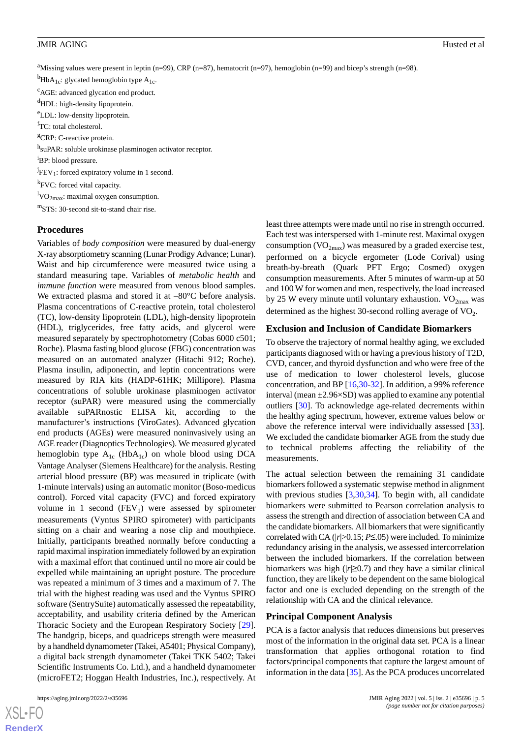[a]Missing values were present in leptin (n=99), CRP (n=87), hematocrit (n=97), hemoglobin (n=99) and bicep's strength (n=98).

[b]$HbA_{1c}$: glycated hemoglobin type $A_{1c}$.

[c]AGE: advanced glycation end product.

[d]HDL: high-density lipoprotein.

[e]LDL: low-density lipoprotein.

[f]TC: total cholesterol.

[g]CRP: C-reactive protein.

[h]suPAR: soluble urokinase plasminogen activator receptor.

[i]BP: blood pressure.

[j]$FEV_1$: forced expiratory volume in 1 second.

[k]FVC: forced vital capacity.

[l]$VO_{2max}$: maximal oxygen consumption.

[m]STS: 30-second sit-to-stand chair rise.

### Procedures

Variables of *body composition* were measured by dual-energy X-ray absorptiometry scanning (Lunar Prodigy Advance; Lunar). Waist and hip circumference were measured twice using a standard measuring tape. Variables of *metabolic health* and *immune function* were measured from venous blood samples. We extracted plasma and stored it at –80°C before analysis. Plasma concentrations of C-reactive protein, total cholesterol (TC), low-density lipoprotein (LDL), high-density lipoprotein (HDL), triglycerides, free fatty acids, and glycerol were measured separately by spectrophotometry (Cobas 6000 c501; Roche). Plasma fasting blood glucose (FBG) concentration was measured on an automated analyzer (Hitachi 912; Roche). Plasma insulin, adiponectin, and leptin concentrations were measured by RIA kits (HADP-61HK; Millipore). Plasma concentrations of soluble urokinase plasminogen activator receptor (suPAR) were measured using the commercially available suPARnostic ELISA kit, according to the manufacturer's instructions (ViroGates). Advanced glycation end products (AGEs) were measured noninvasively using an AGE reader (Diagnoptics Technologies). We measured glycated hemoglobin type $A_{1c}$ ($HbA_{1c}$) on whole blood using DCA Vantage Analyser (Siemens Healthcare) for the analysis. Resting arterial blood pressure (BP) was measured in triplicate (with 1-minute intervals) using an automatic monitor (Boso-medicus control). Forced vital capacity (FVC) and forced expiratory volume in 1 second ($FEV_1$) were assessed by spirometer measurements (Vyntus SPIRO spirometer) with participants sitting on a chair and wearing a nose clip and mouthpiece. Initially, participants breathed normally before conducting a rapid maximal inspiration immediately followed by an expiration with a maximal effort that continued until no more air could be expelled while maintaining an upright posture. The procedure was repeated a minimum of 3 times and a maximum of 7. The trial with the highest reading was used and the Vyntus SPIRO software (SentrySuite) automatically assessed the repeatability, acceptability, and usability criteria defined by the American Thoracic Society and the European Respiratory Society [29]. The handgrip, biceps, and quadriceps strength were measured by a handheld dynamometer (Takei, A5401; Physical Company), a digital back strength dynamometer (Takei TKK 5402; Takei Scientific Instruments Co. Ltd.), and a handheld dynamometer (microFET2; Hoggan Health Industries, Inc.), respectively. At least three attempts were made until no rise in strength occurred. Each test was interspersed with 1-minute rest. Maximal oxygen consumption ($VO_{2max}$) was measured by a graded exercise test, performed on a bicycle ergometer (Lode Corival) using breath-by-breath (Quark PFT Ergo; Cosmed) oxygen consumption measurements. After 5 minutes of warm-up at 50 and 100 W for women and men, respectively, the load increased by 25 W every minute until voluntary exhaustion. $VO_{2max}$ was determined as the highest 30-second rolling average of $VO_2$.

### Exclusion and Inclusion of Candidate Biomarkers

To observe the trajectory of normal healthy aging, we excluded participants diagnosed with or having a previous history of T2D, CVD, cancer, and thyroid dysfunction and who were free of the use of medication to lower cholesterol levels, glucose concentration, and BP [16,30-32]. In addition, a 99% reference interval (mean ±2.96×SD) was applied to examine any potential outliers [30]. To acknowledge age-related decrements within the healthy aging spectrum, however, extreme values below or above the reference interval were individually assessed [33]. We excluded the candidate biomarker AGE from the study due to technical problems affecting the reliability of the measurements.

The actual selection between the remaining 31 candidate biomarkers followed a systematic stepwise method in alignment with previous studies [3,30,34]. To begin with, all candidate biomarkers were submitted to Pearson correlation analysis to assess the strength and direction of association between CA and the candidate biomarkers. All biomarkers that were significantly correlated with CA ($|r|>0.15$; $P\leq.05$) were included. To minimize redundancy arising in the analysis, we assessed intercorrelation between the included biomarkers. If the correlation between biomarkers was high ($|r|\geq0.7$) and they have a similar clinical function, they are likely to be dependent on the same biological factor and one is excluded depending on the strength of the relationship with CA and the clinical relevance.

### Principal Component Analysis

PCA is a factor analysis that reduces dimensions but preserves most of the information in the original data set. PCA is a linear transformation that applies orthogonal rotation to find factors/principal components that capture the largest amount of information in the data [35]. As the PCA produces uncorrelated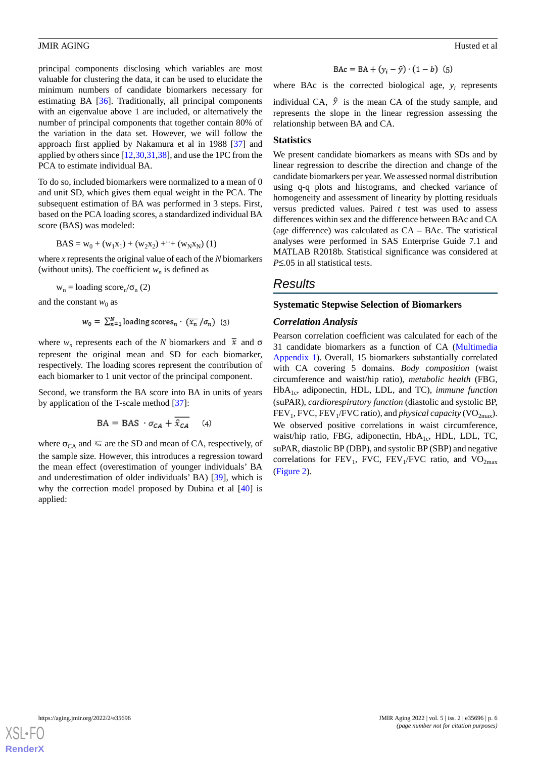principal components disclosing which variables are most valuable for clustering the data, it can be used to elucidate the minimum numbers of candidate biomarkers necessary for estimating BA [36]. Traditionally, all principal components with an eigenvalue above 1 are included, or alternatively the number of principal components that together contain 80% of the variation in the data set. However, we will follow the approach first applied by Nakamura et al in 1988 [37] and applied by others since [12,30,31,38], and use the 1PC from the PCA to estimate individual BA.

To do so, included biomarkers were normalized to a mean of 0 and unit SD, which gives them equal weight in the PCA. The subsequent estimation of BA was performed in 3 steps. First, based on the PCA loading scores, a standardized individual BA score (BAS) was modeled:

$$BAS = w_0 + (w_1x_1) + (w_2x_2) + \cdots + (w_Nx_N) \quad (1)$$

where *x* represents the original value of each of the *N* biomarkers (without units). The coefficient $w_n$ is defined as

$$w_n = \text{loading score}_n/\sigma_n \quad (2)$$

and the constant $w_0$ as

$$w_0 = \sum_{n=1}^{N} \text{loading scores}_n \cdot (\overline{x_n}/\sigma_n) \quad (3)$$

where $w_n$ represents each of the *N* biomarkers and $\overline{x}$ and σ represent the original mean and SD for each biomarker, respectively. The loading scores represent the contribution of each biomarker to 1 unit vector of the principal component.

Second, we transform the BA score into BA in units of years by application of the T-scale method [37]:

$$BA = BAS \cdot \sigma_{CA} + \overline{\hat{x}_{CA}} \quad (4)$$

where $\sigma_{CA}$ and $\overline{x}_{CA}$ are the SD and mean of CA, respectively, of the sample size. However, this introduces a regression toward the mean effect (overestimation of younger individuals' BA and underestimation of older individuals' BA) [39], which is why the correction model proposed by Dubina et al [40] is applied:

$$BAc = BA + (y_i - \hat{y}) \cdot (1 - b) \quad (5)$$

where BAc is the corrected biological age, $y_i$ represents individual CA, $\hat{y}$ is the mean CA of the study sample, and represents the slope in the linear regression assessing the relationship between BA and CA.

## Statistics

We present candidate biomarkers as means with SDs and by linear regression to describe the direction and change of the candidate biomarkers per year. We assessed normal distribution using q-q plots and histograms, and checked variance of homogeneity and assessment of linearity by plotting residuals versus predicted values. Paired *t* test was used to assess differences within sex and the difference between BAc and CA (age difference) was calculated as CA – BAc. The statistical analyses were performed in SAS Enterprise Guide 7.1 and MATLAB R2018b. Statistical significance was considered at $P \leq .05$ in all statistical tests.

# Results

## Systematic Stepwise Selection of Biomarkers

### *Correlation Analysis*

Pearson correlation coefficient was calculated for each of the 31 candidate biomarkers as a function of CA (Multimedia Appendix 1). Overall, 15 biomarkers substantially correlated with CA covering 5 domains. *Body composition* (waist circumference and waist/hip ratio), *metabolic health* (FBG, $HbA_{1c}$, adiponectin, HDL, LDL, and TC), *immune function* (suPAR), *cardiorespiratory function* (diastolic and systolic BP, $FEV_1$, FVC, $FEV_1$/FVC ratio), and *physical capacity* ($VO_{2max}$). We observed positive correlations in waist circumference, waist/hip ratio, FBG, adiponectin, $HbA_{1c}$, HDL, LDL, TC, suPAR, diastolic BP (DBP), and systolic BP (SBP) and negative correlations for $FEV_1$, FVC, $FEV_1$/FVC ratio, and $VO_{2max}$ (Figure 2).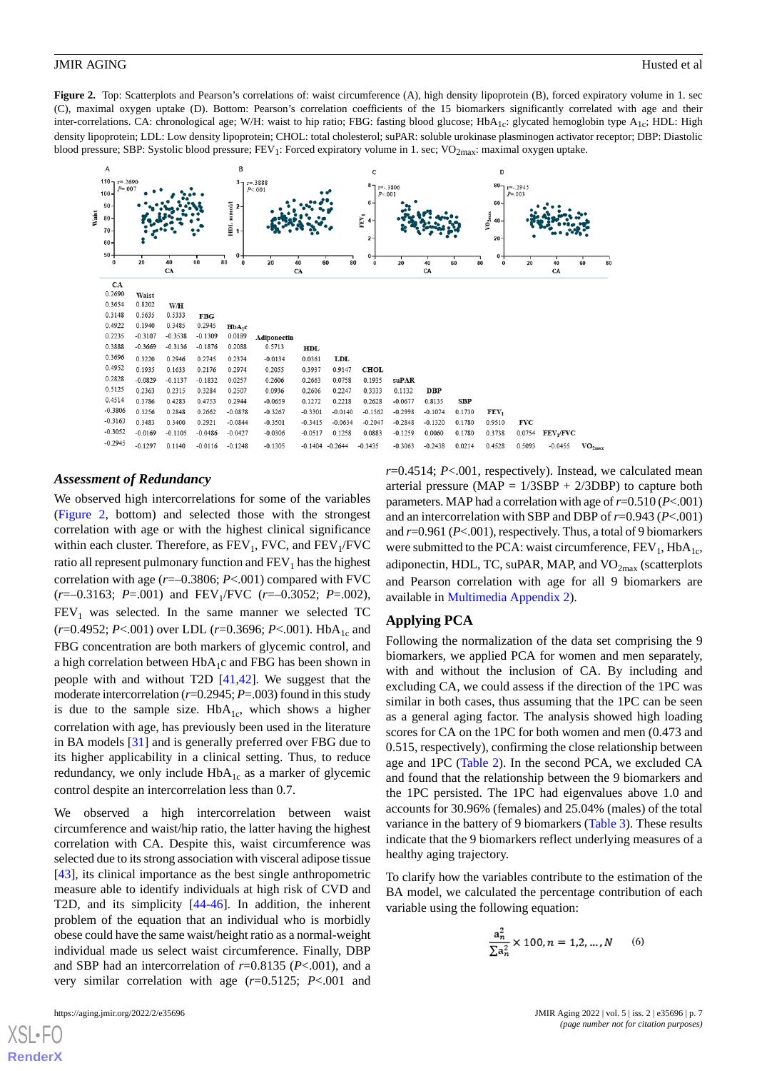**Figure 2.** Top: Scatterplots and Pearson's correlations of: waist circumference (A), high density lipoprotein (B), forced expiratory volume in 1. sec (C), maximal oxygen uptake (D). Bottom: Pearson's correlation coefficients of the 15 biomarkers significantly correlated with age and their inter-correlations. CA: chronological age; W/H: waist to hip ratio; FBG: fasting blood glucose; $HbA_{1c}$: glycated hemoglobin type $A_{1c}$; HDL: High density lipoprotein; LDL: Low density lipoprotein; CHOL: total cholesterol; suPAR: soluble urokinase plasminogen activator receptor; DBP: Diastolic blood pressure; SBP: Systolic blood pressure; $FEV_1$: Forced expiratory volume in 1. sec; $VO_{2max}$: maximal oxygen uptake.

A
r=.2690
P=.007
Waist
110
100
90
80
70
60
50
0 20 40 60 80
CA

B
r=.3888
P<.001
HDL mmol/l
3
2
1
0
0 20 40 60 80
CA

C
r=-.3806
P<.001
$FEV_1$
8
6
4
2
0
0 20 40 60 80
CA

D
r=-.2945
P=.003
$VO_{2max}$
80
60
40
20
0
0 20 40 60 80
CA

| | CA | Waist | W/H | FBG | $HbA_{1c}$ | Adiponectin | HDL | LDL | CHOL | suPAR | DBP | SBP | $FEV_1$ | FVC | $FEV_1$/FVC |
|---|---|---|---|---|---|---|---|---|---|---|---|---|---|---|---|
| Waist | 0.2690 | | | | | | | | | | | | | | |
| W/H | 0.3654 | 0.8202 | | | | | | | | | | | | | |
| FBG | 0.3148 | 0.5635 | 0.5333 | | | | | | | | | | | | |
| $HbA_{1c}$ | 0.4922 | 0.1940 | 0.3485 | 0.2945 | | | | | | | | | | | |
| Adiponectin | 0.2235 | -0.3107 | -0.3538 | -0.1309 | 0.0189 | | | | | | | | | | |
| HDL | 0.3888 | -0.3669 | -0.3136 | -0.1876 | 0.2088 | 0.5713 | | | | | | | | | |
| LDL | 0.3696 | 0.3220 | 0.2946 | 0.2745 | 0.2374 | -0.0134 | 0.0361 | | | | | | | | |
| CHOL | 0.4952 | 0.1935 | 0.1633 | 0.2176 | 0.2974 | 0.2055 | 0.3937 | 0.9147 | | | | | | | |
| suPAR | 0.2828 | -0.0829 | -0.1137 | -0.1832 | 0.0257 | 0.2606 | 0.2663 | 0.0758 | 0.1935 | | | | | | |
| DBP | 0.5125 | 0.2363 | 0.2315 | 0.3284 | 0.2507 | 0.0936 | 0.2606 | 0.2247 | 0.3333 | 0.1132 | | | | | |
| SBP | 0.4514 | 0.3786 | 0.4283 | 0.4753 | 0.2944 | -0.0659 | 0.1272 | 0.2218 | 0.2628 | -0.0677 | 0.8135 | | | | |
| $FEV_1$ | -0.3806 | 0.3256 | 0.2848 | 0.2662 | -0.0878 | -0.3267 | -0.3301 | -0.0140 | -0.1562 | -0.2998 | -0.1074 | 0.1730 | | | |
| FVC | -0.3163 | 0.3483 | 0.3400 | 0.2921 | -0.0844 | -0.3501 | -0.3415 | -0.0634 | -0.2047 | -0.2848 | -0.1320 | 0.1780 | 0.9510 | | |
| $FEV_1$/FVC | -0.3052 | -0.0169 | -0.1105 | -0.0486 | -0.0427 | -0.0306 | -0.0517 | 0.1258 | 0.0883 | -0.1259 | 0.0060 | 0.1780 | 0.3738 | 0.0754 | |
| $VO_{2max}$ | -0.2945 | -0.1297 | 0.1140 | -0.0116 | -0.1248 | -0.1305 | -0.1404 | -0.2644 | -0.3435 | -0.3063 | -0.2438 | 0.0214 | 0.4528 | 0.5093 | -0.0455 |

### *Assessment of Redundancy*

We observed high intercorrelations for some of the variables (Figure 2, bottom) and selected those with the strongest correlation with age or with the highest clinical significance within each cluster. Therefore, as $FEV_1$, FVC, and $FEV_1$/FVC ratio all represent pulmonary function and $FEV_1$ has the highest correlation with age ($r$=–0.3806; $P$<.001) compared with FVC ($r$=–0.3163; $P$=.001) and $FEV_1$/FVC ($r$=–0.3052; $P$=.002), $FEV_1$ was selected. In the same manner we selected TC ($r$=0.4952; $P$<.001) over LDL ($r$=0.3696; $P$<.001). $HbA_{1c}$ and FBG concentration are both markers of glycemic control, and a high correlation between $HbA_1c$ and FBG has been shown in people with and without T2D [41,42]. We suggest that the moderate intercorrelation ($r$=0.2945; $P$=.003) found in this study is due to the sample size. $HbA_{1c}$, which shows a higher correlation with age, has previously been used in the literature in BA models [31] and is generally preferred over FBG due to its higher applicability in a clinical setting. Thus, to reduce redundancy, we only include $HbA_{1c}$ as a marker of glycemic control despite an intercorrelation less than 0.7.

We observed a high intercorrelation between waist circumference and waist/hip ratio, the latter having the highest correlation with CA. Despite this, waist circumference was selected due to its strong association with visceral adipose tissue [43], its clinical importance as the best single anthropometric measure able to identify individuals at high risk of CVD and T2D, and its simplicity [44-46]. In addition, the inherent problem of the equation that an individual who is morbidly obese could have the same waist/height ratio as a normal-weight individual made us select waist circumference. Finally, DBP and SBP had an intercorrelation of $r$=0.8135 ($P$<.001), and a very similar correlation with age ($r$=0.5125; $P$<.001 and $r$=0.4514; $P$<.001, respectively). Instead, we calculated mean arterial pressure (MAP = 1/3SBP + 2/3DBP) to capture both parameters. MAP had a correlation with age of $r$=0.510 ($P$<.001) and an intercorrelation with SBP and DBP of $r$=0.943 ($P$<.001) and $r$=0.961 ($P$<.001), respectively. Thus, a total of 9 biomarkers were submitted to the PCA: waist circumference, $FEV_1$, $HbA_{1c}$, adiponectin, HDL, TC, suPAR, MAP, and $VO_{2max}$ (scatterplots and Pearson correlation with age for all 9 biomarkers are available in Multimedia Appendix 2).

### Applying PCA

Following the normalization of the data set comprising the 9 biomarkers, we applied PCA for women and men separately, with and without the inclusion of CA. By including and excluding CA, we could assess if the direction of the 1PC was similar in both cases, thus assuming that the 1PC can be seen as a general aging factor. The analysis showed high loading scores for CA on the 1PC for both women and men (0.473 and 0.515, respectively), confirming the close relationship between age and 1PC (Table 2). In the second PCA, we excluded CA and found that the relationship between the 9 biomarkers and the 1PC persisted. The 1PC had eigenvalues above 1.0 and accounts for 30.96% (females) and 25.04% (males) of the total variance in the battery of 9 biomarkers (Table 3). These results indicate that the 9 biomarkers reflect underlying measures of a healthy aging trajectory.

To clarify how the variables contribute to the estimation of the BA model, we calculated the percentage contribution of each variable using the following equation:

$$\frac{a_n^2}{\sum a_n^2} \times 100, n = 1,2,\ldots,N \quad (6)$$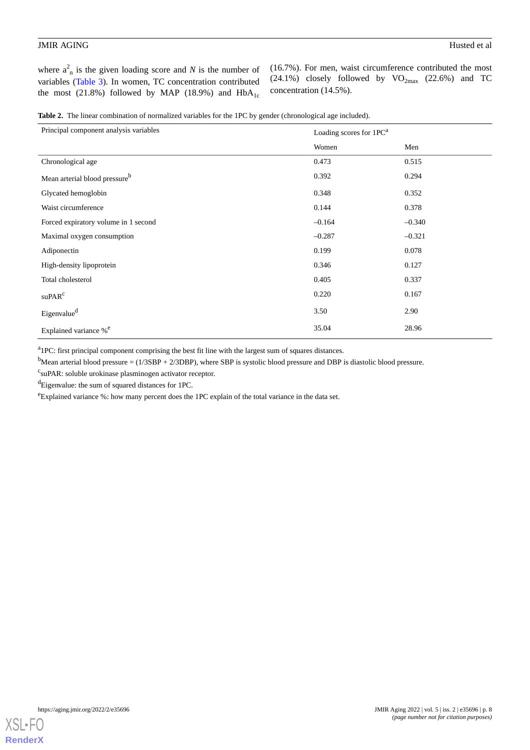where $a^2_n$ is the given loading score and $N$ is the number of variables (Table 3). In women, TC concentration contributed the most (21.8%) followed by MAP (18.9%) and $HbA_{1c}$ (16.7%). For men, waist circumference contributed the most (24.1%) closely followed by $VO_{2max}$ (22.6%) and TC concentration (14.5%).

**Table 2.** The linear combination of normalized variables for the 1PC by gender (chronological age included).

| Principal component analysis variables | Loading scores for 1PC[a] | |
|---|---|---|
| | Women | Men |
| Chronological age | 0.473 | 0.515 |
| Mean arterial blood pressure[b] | 0.392 | 0.294 |
| Glycated hemoglobin | 0.348 | 0.352 |
| Waist circumference | 0.144 | 0.378 |
| Forced expiratory volume in 1 second | –0.164 | –0.340 |
| Maximal oxygen consumption | –0.287 | –0.321 |
| Adiponectin | 0.199 | 0.078 |
| High-density lipoprotein | 0.346 | 0.127 |
| Total cholesterol | 0.405 | 0.337 |
| suPAR[c] | 0.220 | 0.167 |
| Eigenvalue[d] | 3.50 | 2.90 |
| Explained variance %[e] | 35.04 | 28.96 |

[a]1PC: first principal component comprising the best fit line with the largest sum of squares distances.

[b]Mean arterial blood pressure = (1/3SBP + 2/3DBP), where SBP is systolic blood pressure and DBP is diastolic blood pressure.

[c]suPAR: soluble urokinase plasminogen activator receptor.

[d]Eigenvalue: the sum of squared distances for 1PC.

[e]Explained variance %: how many percent does the 1PC explain of the total variance in the data set.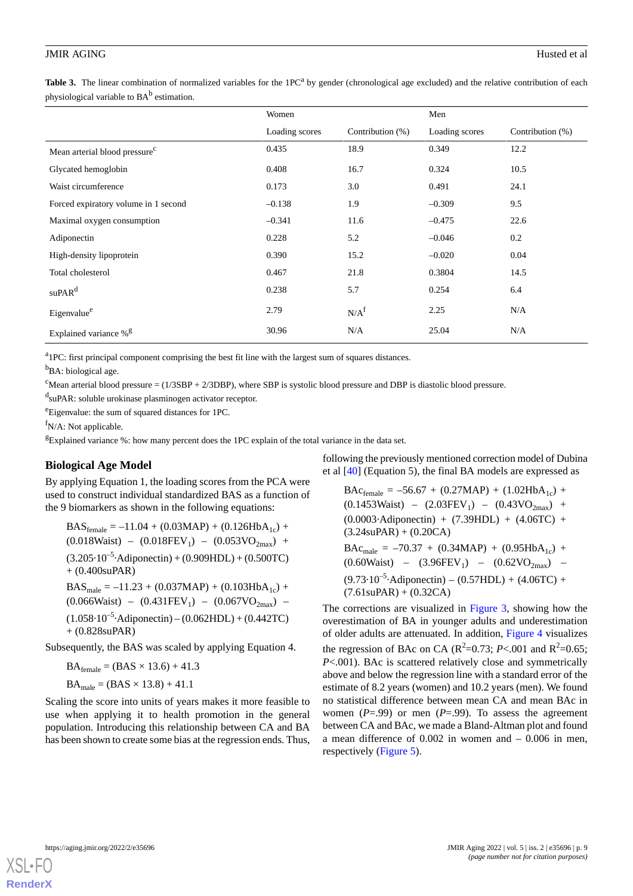**Table 3.** The linear combination of normalized variables for the 1PC[a] by gender (chronological age excluded) and the relative contribution of each physiological variable to BA[b] estimation.

| | Women | | Men | |
|---|---|---|---|---|
| | Loading scores | Contribution (%) | Loading scores | Contribution (%) |
| Mean arterial blood pressure[c] | 0.435 | 18.9 | 0.349 | 12.2 |
| Glycated hemoglobin | 0.408 | 16.7 | 0.324 | 10.5 |
| Waist circumference | 0.173 | 3.0 | 0.491 | 24.1 |
| Forced expiratory volume in 1 second | –0.138 | 1.9 | –0.309 | 9.5 |
| Maximal oxygen consumption | –0.341 | 11.6 | –0.475 | 22.6 |
| Adiponectin | 0.228 | 5.2 | –0.046 | 0.2 |
| High-density lipoprotein | 0.390 | 15.2 | –0.020 | 0.04 |
| Total cholesterol | 0.467 | 21.8 | 0.3804 | 14.5 |
| suPAR[d] | 0.238 | 5.7 | 0.254 | 6.4 |
| Eigenvalue[e] | 2.79 | N/A[f] | 2.25 | N/A |
| Explained variance %[g] | 30.96 | N/A | 25.04 | N/A |

[a]1PC: first principal component comprising the best fit line with the largest sum of squares distances.

[b]BA: biological age.

[c]Mean arterial blood pressure = (1/3SBP + 2/3DBP), where SBP is systolic blood pressure and DBP is diastolic blood pressure.

[d]suPAR: soluble urokinase plasminogen activator receptor.

[e]Eigenvalue: the sum of squared distances for 1PC.

[f]N/A: Not applicable.

[g]Explained variance %: how many percent does the 1PC explain of the total variance in the data set.

## Biological Age Model

By applying Equation 1, the loading scores from the PCA were used to construct individual standardized BAS as a function of the 9 biomarkers as shown in the following equations:

$$BAS_{female} = -11.04 + (0.03MAP) + (0.126HbA_{1c}) + (0.018Waist) - (0.018FEV_1) - (0.053VO_{2max}) + (3.205 \cdot 10^{-5} \cdot Adiponectin) + (0.909HDL) + (0.500TC) + (0.400suPAR)$$

$$BAS_{male} = -11.23 + (0.037MAP) + (0.103HbA_{1c}) + (0.066Waist) - (0.431FEV_1) - (0.067VO_{2max}) - (1.058 \cdot 10^{-5} \cdot Adiponectin) - (0.062HDL) + (0.442TC) + (0.828suPAR)$$

Subsequently, the BAS was scaled by applying Equation 4.

$$BA_{female} = (BAS \times 13.6) + 41.3$$

$$BA_{male} = (BAS \times 13.8) + 41.1$$

Scaling the score into units of years makes it more feasible to use when applying it to health promotion in the general population. Introducing this relationship between CA and BA has been shown to create some bias at the regression ends. Thus, following the previously mentioned correction model of Dubina et al [40] (Equation 5), the final BA models are expressed as

$$BAc_{female} = -56.67 + (0.27MAP) + (1.02HbA_{1c}) + (0.1453Waist) - (2.03FEV_1) - (0.43VO_{2max}) + (0.0003 \cdot Adiponectin) + (7.39HDL) + (4.06TC) + (3.24suPAR) + (0.20CA)$$

$$BAc_{male} = -70.37 + (0.34MAP) + (0.95HbA_{1c}) + (0.60Waist) - (3.96FEV_1) - (0.62VO_{2max}) - (9.73 \cdot 10^{-5} \cdot Adiponectin) - (0.57HDL) + (4.06TC) + (7.61suPAR) + (0.32CA)$$

The corrections are visualized in Figure 3, showing how the overestimation of BA in younger adults and underestimation of older adults are attenuated. In addition, Figure 4 visualizes the regression of BAc on CA ($R^2$=0.73; *P*<.001 and $R^2$=0.65; *P*<.001). BAc is scattered relatively close and symmetrically above and below the regression line with a standard error of the estimate of 8.2 years (women) and 10.2 years (men). We found no statistical difference between mean CA and mean BAc in women (*P*=.99) or men (*P*=.99). To assess the agreement between CA and BAc, we made a Bland-Altman plot and found a mean difference of 0.002 in women and – 0.006 in men, respectively (Figure 5).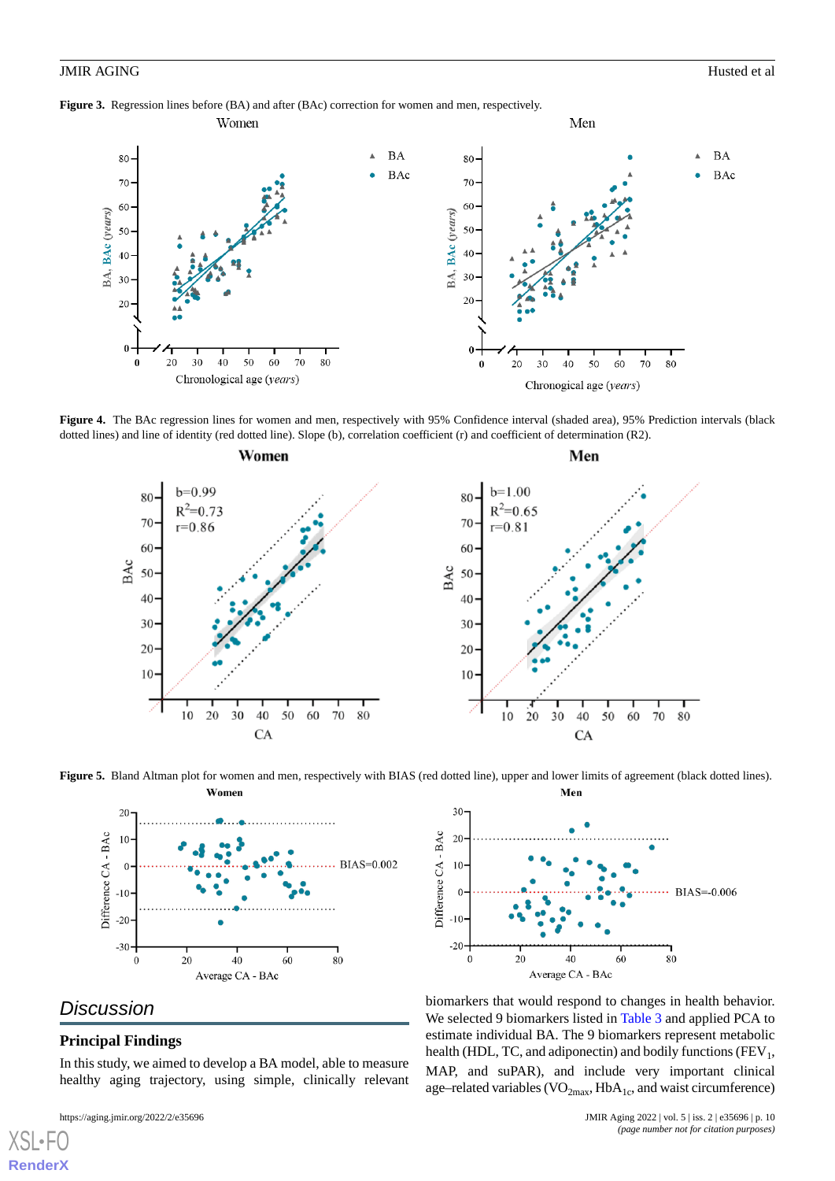**Figure 3.** Regression lines before (BA) and after (BAc) correction for women and men, respectively.

Women

BA
BAc

BA, BAc (years)

Chronological age (years)

Men

BA
BAc

BA, BAc (years)

Chronogical age (years)

**Figure 4.** The BAc regression lines for women and men, respectively with 95% Confidence interval (shaded area), 95% Prediction intervals (black dotted lines) and line of identity (red dotted line). Slope (b), correlation coefficient (r) and coefficient of determination (R2).

Women

b=0.99
$R^2$=0.73
r=0.86

BAc

CA

Men

b=1.00
$R^2$=0.65
r=0.81

BAc

CA

**Figure 5.** Bland Altman plot for women and men, respectively with BIAS (red dotted line), upper and lower limits of agreement (black dotted lines).

Women

BIAS=0.002

Difference CA - BAc

Average CA - BAc

Men

BIAS=-0.006

Difference CA - BAc

Average CA - BAc

## Discussion

### Principal Findings

In this study, we aimed to develop a BA model, able to measure healthy aging trajectory, using simple, clinically relevant biomarkers that would respond to changes in health behavior. We selected 9 biomarkers listed in Table 3 and applied PCA to estimate individual BA. The 9 biomarkers represent metabolic health (HDL, TC, and adiponectin) and bodily functions ($FEV_1$, MAP, and suPAR), and include very important clinical age–related variables ($VO_{2max}$, $HbA_{1c}$, and waist circumference)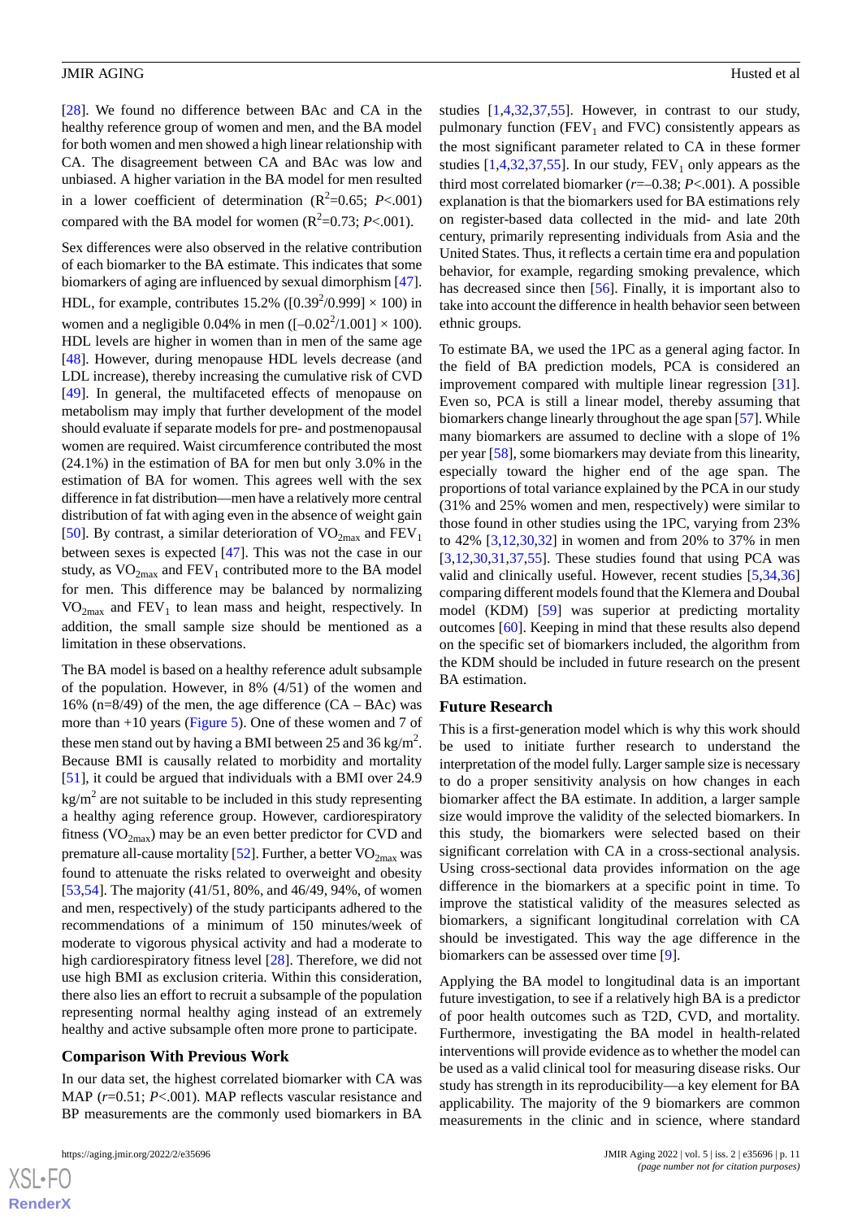[28]. We found no difference between BAc and CA in the healthy reference group of women and men, and the BA model for both women and men showed a high linear relationship with CA. The disagreement between CA and BAc was low and unbiased. A higher variation in the BA model for men resulted in a lower coefficient of determination ($R^2$=0.65; *P*<.001) compared with the BA model for women ($R^2$=0.73; *P*<.001).

Sex differences were also observed in the relative contribution of each biomarker to the BA estimate. This indicates that some biomarkers of aging are influenced by sexual dimorphism [47]. HDL, for example, contributes 15.2% ($[0.39^2/0.999] \times 100$) in women and a negligible 0.04% in men ($[–0.02^2/1.001] \times 100$). HDL levels are higher in women than in men of the same age [48]. However, during menopause HDL levels decrease (and LDL increase), thereby increasing the cumulative risk of CVD [49]. In general, the multifaceted effects of menopause on metabolism may imply that further development of the model should evaluate if separate models for pre- and postmenopausal women are required. Waist circumference contributed the most (24.1%) in the estimation of BA for men but only 3.0% in the estimation of BA for women. This agrees well with the sex difference in fat distribution—men have a relatively more central distribution of fat with aging even in the absence of weight gain [50]. By contrast, a similar deterioration of $VO_{2max}$ and $FEV_1$ between sexes is expected [47]. This was not the case in our study, as $VO_{2max}$ and $FEV_1$ contributed more to the BA model for men. This difference may be balanced by normalizing $VO_{2max}$ and $FEV_1$ to lean mass and height, respectively. In addition, the small sample size should be mentioned as a limitation in these observations.

The BA model is based on a healthy reference adult subsample of the population. However, in 8% (4/51) of the women and 16% (n=8/49) of the men, the age difference (CA – BAc) was more than +10 years (Figure 5). One of these women and 7 of these men stand out by having a BMI between 25 and 36 $kg/m^2$. Because BMI is causally related to morbidity and mortality [51], it could be argued that individuals with a BMI over 24.9 $kg/m^2$ are not suitable to be included in this study representing a healthy aging reference group. However, cardiorespiratory fitness ($VO_{2max}$) may be an even better predictor for CVD and premature all-cause mortality [52]. Further, a better $VO_{2max}$ was found to attenuate the risks related to overweight and obesity [53,54]. The majority (41/51, 80%, and 46/49, 94%, of women and men, respectively) of the study participants adhered to the recommendations of a minimum of 150 minutes/week of moderate to vigorous physical activity and had a moderate to high cardiorespiratory fitness level [28]. Therefore, we did not use high BMI as exclusion criteria. Within this consideration, there also lies an effort to recruit a subsample of the population representing normal healthy aging instead of an extremely healthy and active subsample often more prone to participate.

### Comparison With Previous Work

In our data set, the highest correlated biomarker with CA was MAP (*r*=0.51; *P*<.001). MAP reflects vascular resistance and BP measurements are the commonly used biomarkers in BA studies [1,4,32,37,55]. However, in contrast to our study, pulmonary function ($FEV_1$ and FVC) consistently appears as the most significant parameter related to CA in these former studies [1,4,32,37,55]. In our study, $FEV_1$ only appears as the third most correlated biomarker (*r*=–0.38; *P*<.001). A possible explanation is that the biomarkers used for BA estimations rely on register-based data collected in the mid- and late 20th century, primarily representing individuals from Asia and the United States. Thus, it reflects a certain time era and population behavior, for example, regarding smoking prevalence, which has decreased since then [56]. Finally, it is important also to take into account the difference in health behavior seen between ethnic groups.

To estimate BA, we used the 1PC as a general aging factor. In the field of BA prediction models, PCA is considered an improvement compared with multiple linear regression [31]. Even so, PCA is still a linear model, thereby assuming that biomarkers change linearly throughout the age span [57]. While many biomarkers are assumed to decline with a slope of 1% per year [58], some biomarkers may deviate from this linearity, especially toward the higher end of the age span. The proportions of total variance explained by the PCA in our study (31% and 25% women and men, respectively) were similar to those found in other studies using the 1PC, varying from 23% to 42% [3,12,30,32] in women and from 20% to 37% in men [3,12,30,31,37,55]. These studies found that using PCA was valid and clinically useful. However, recent studies [5,34,36] comparing different models found that the Klemera and Doubal model (KDM) [59] was superior at predicting mortality outcomes [60]. Keeping in mind that these results also depend on the specific set of biomarkers included, the algorithm from the KDM should be included in future research on the present BA estimation.

### Future Research

This is a first-generation model which is why this work should be used to initiate further research to understand the interpretation of the model fully. Larger sample size is necessary to do a proper sensitivity analysis on how changes in each biomarker affect the BA estimate. In addition, a larger sample size would improve the validity of the selected biomarkers. In this study, the biomarkers were selected based on their significant correlation with CA in a cross-sectional analysis. Using cross-sectional data provides information on the age difference in the biomarkers at a specific point in time. To improve the statistical validity of the measures selected as biomarkers, a significant longitudinal correlation with CA should be investigated. This way the age difference in the biomarkers can be assessed over time [9].

Applying the BA model to longitudinal data is an important future investigation, to see if a relatively high BA is a predictor of poor health outcomes such as T2D, CVD, and mortality. Furthermore, investigating the BA model in health-related interventions will provide evidence as to whether the model can be used as a valid clinical tool for measuring disease risks. Our study has strength in its reproducibility—a key element for BA applicability. The majority of the 9 biomarkers are common measurements in the clinic and in science, where standard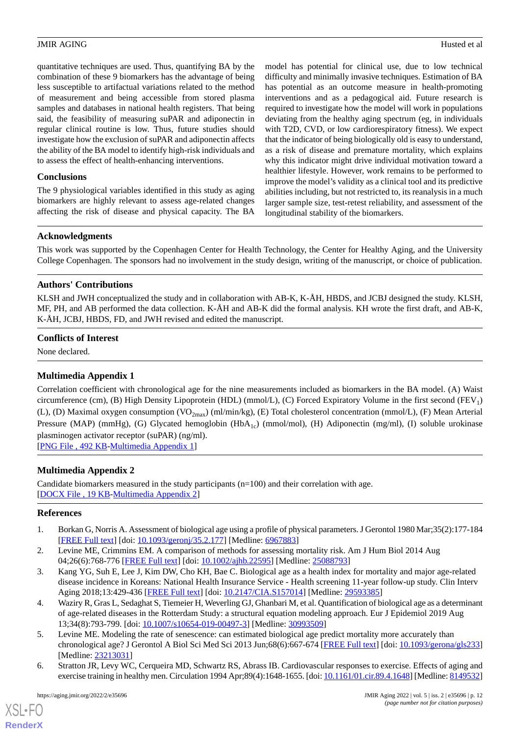quantitative techniques are used. Thus, quantifying BA by the combination of these 9 biomarkers has the advantage of being less susceptible to artifactual variations related to the method of measurement and being accessible from stored plasma samples and databases in national health registers. That being said, the feasibility of measuring suPAR and adiponectin in regular clinical routine is low. Thus, future studies should investigate how the exclusion of suPAR and adiponectin affects the ability of the BA model to identify high-risk individuals and to assess the effect of health-enhancing interventions.

### Conclusions

The 9 physiological variables identified in this study as aging biomarkers are highly relevant to assess age-related changes affecting the risk of disease and physical capacity. The BA model has potential for clinical use, due to low technical difficulty and minimally invasive techniques. Estimation of BA has potential as an outcome measure in health-promoting interventions and as a pedagogical aid. Future research is required to investigate how the model will work in populations deviating from the healthy aging spectrum (eg, in individuals with T2D, CVD, or low cardiorespiratory fitness). We expect that the indicator of being biologically old is easy to understand, as a risk of disease and premature mortality, which explains why this indicator might drive individual motivation toward a healthier lifestyle. However, work remains to be performed to improve the model's validity as a clinical tool and its predictive abilities including, but not restricted to, its reanalysis in a much larger sample size, test-retest reliability, and assessment of the longitudinal stability of the biomarkers.

## Acknowledgments

This work was supported by the Copenhagen Center for Health Technology, the Center for Healthy Aging, and the University College Copenhagen. The sponsors had no involvement in the study design, writing of the manuscript, or choice of publication.

## Authors' Contributions

KLSH and JWH conceptualized the study and in collaboration with AB-K, K-ÅH, HBDS, and JCBJ designed the study. KLSH, MF, PH, and AB performed the data collection. K-ÅH and AB-K did the formal analysis. KH wrote the first draft, and AB-K, K-ÅH, JCBJ, HBDS, FD, and JWH revised and edited the manuscript.

## Conflicts of Interest

None declared.

## Multimedia Appendix 1

Correlation coefficient with chronological age for the nine measurements included as biomarkers in the BA model. (A) Waist circumference (cm), (B) High Density Lipoprotein (HDL) (mmol/L), (C) Forced Expiratory Volume in the first second ($FEV_1$) (L), (D) Maximal oxygen consumption ($VO_{2max}$) (ml/min/kg), (E) Total cholesterol concentration (mmol/L), (F) Mean Arterial Pressure (MAP) (mmHg), (G) Glycated hemoglobin ($HbA_{1c}$) (mmol/mol), (H) Adiponectin (mg/ml), (I) soluble urokinase plasminogen activator receptor (suPAR) (ng/ml).

[PNG File , 492 KB-Multimedia Appendix 1]

## Multimedia Appendix 2

Candidate biomarkers measured in the study participants (n=100) and their correlation with age.

[DOCX File , 19 KB-Multimedia Appendix 2]

## References

1. Borkan G, Norris A. Assessment of biological age using a profile of physical parameters. J Gerontol 1980 Mar;35(2):177-184 [FREE Full text] [doi: 10.1093/geronj/35.2.177] [Medline: 6967883]
2. Levine ME, Crimmins EM. A comparison of methods for assessing mortality risk. Am J Hum Biol 2014 Aug 04;26(6):768-776 [FREE Full text] [doi: 10.1002/ajhb.22595] [Medline: 25088793]
3. Kang YG, Suh E, Lee J, Kim DW, Cho KH, Bae C. Biological age as a health index for mortality and major age-related disease incidence in Koreans: National Health Insurance Service - Health screening 11-year follow-up study. Clin Interv Aging 2018;13:429-436 [FREE Full text] [doi: 10.2147/CIA.S157014] [Medline: 29593385]
4. Waziry R, Gras L, Sedaghat S, Tiemeier H, Weverling GJ, Ghanbari M, et al. Quantification of biological age as a determinant of age-related diseases in the Rotterdam Study: a structural equation modeling approach. Eur J Epidemiol 2019 Aug 13;34(8):793-799. [doi: 10.1007/s10654-019-00497-3] [Medline: 30993509]
5. Levine ME. Modeling the rate of senescence: can estimated biological age predict mortality more accurately than chronological age? J Gerontol A Biol Sci Med Sci 2013 Jun;68(6):667-674 [FREE Full text] [doi: 10.1093/gerona/gls233] [Medline: 23213031]
6. Stratton JR, Levy WC, Cerqueira MD, Schwartz RS, Abrass IB. Cardiovascular responses to exercise. Effects of aging and exercise training in healthy men. Circulation 1994 Apr;89(4):1648-1655. [doi: 10.1161/01.cir.89.4.1648] [Medline: 8149532]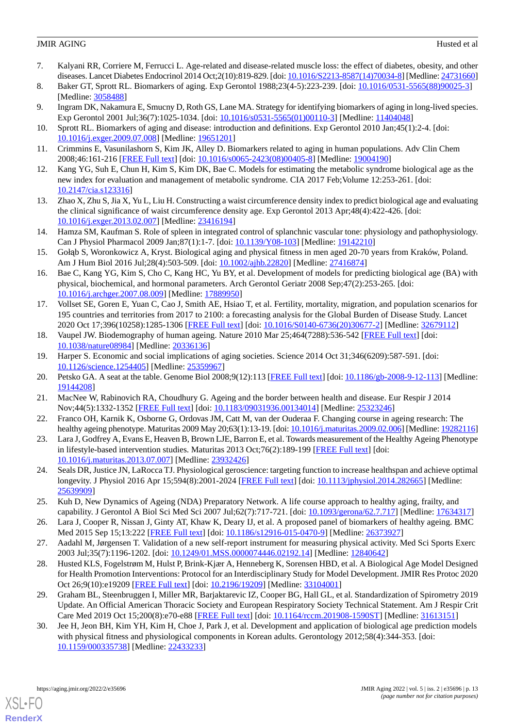7. Kalyani RR, Corriere M, Ferrucci L. Age-related and disease-related muscle loss: the effect of diabetes, obesity, and other diseases. Lancet Diabetes Endocrinol 2014 Oct;2(10):819-829. [doi: 10.1016/S2213-8587(14)70034-8] [Medline: 24731660]
8. Baker GT, Sprott RL. Biomarkers of aging. Exp Gerontol 1988;23(4-5):223-239. [doi: 10.1016/0531-5565(88)90025-3] [Medline: 3058488]
9. Ingram DK, Nakamura E, Smucny D, Roth GS, Lane MA. Strategy for identifying biomarkers of aging in long-lived species. Exp Gerontol 2001 Jul;36(7):1025-1034. [doi: 10.1016/s0531-5565(01)00110-3] [Medline: 11404048]
10. Sprott RL. Biomarkers of aging and disease: introduction and definitions. Exp Gerontol 2010 Jan;45(1):2-4. [doi: 10.1016/j.exger.2009.07.008] [Medline: 19651201]
11. Crimmins E, Vasunilashorn S, Kim JK, Alley D. Biomarkers related to aging in human populations. Adv Clin Chem 2008;46:161-216 [FREE Full text] [doi: 10.1016/s0065-2423(08)00405-8] [Medline: 19004190]
12. Kang YG, Suh E, Chun H, Kim S, Kim DK, Bae C. Models for estimating the metabolic syndrome biological age as the new index for evaluation and management of metabolic syndrome. CIA 2017 Feb;Volume 12:253-261. [doi: 10.2147/cia.s123316]
13. Zhao X, Zhu S, Jia X, Yu L, Liu H. Constructing a waist circumference density index to predict biological age and evaluating the clinical significance of waist circumference density age. Exp Gerontol 2013 Apr;48(4):422-426. [doi: 10.1016/j.exger.2013.02.007] [Medline: 23416194]
14. Hamza SM, Kaufman S. Role of spleen in integrated control of splanchnic vascular tone: physiology and pathophysiology. Can J Physiol Pharmacol 2009 Jan;87(1):1-7. [doi: 10.1139/Y08-103] [Medline: 19142210]
15. Gołąb S, Woronkowicz A, Kryst. Biological aging and physical fitness in men aged 20-70 years from Kraków, Poland. Am J Hum Biol 2016 Jul;28(4):503-509. [doi: 10.1002/ajhb.22820] [Medline: 27416874]
16. Bae C, Kang YG, Kim S, Cho C, Kang HC, Yu BY, et al. Development of models for predicting biological age (BA) with physical, biochemical, and hormonal parameters. Arch Gerontol Geriatr 2008 Sep;47(2):253-265. [doi: 10.1016/j.archger.2007.08.009] [Medline: 17889950]
17. Vollset SE, Goren E, Yuan C, Cao J, Smith AE, Hsiao T, et al. Fertility, mortality, migration, and population scenarios for 195 countries and territories from 2017 to 2100: a forecasting analysis for the Global Burden of Disease Study. Lancet 2020 Oct 17;396(10258):1285-1306 [FREE Full text] [doi: 10.1016/S0140-6736(20)30677-2] [Medline: 32679112]
18. Vaupel JW. Biodemography of human ageing. Nature 2010 Mar 25;464(7288):536-542 [FREE Full text] [doi: 10.1038/nature08984] [Medline: 20336136]
19. Harper S. Economic and social implications of aging societies. Science 2014 Oct 31;346(6209):587-591. [doi: 10.1126/science.1254405] [Medline: 25359967]
20. Petsko GA. A seat at the table. Genome Biol 2008;9(12):113 [FREE Full text] [doi: 10.1186/gb-2008-9-12-113] [Medline: 19144208]
21. MacNee W, Rabinovich RA, Choudhury G. Ageing and the border between health and disease. Eur Respir J 2014 Nov;44(5):1332-1352 [FREE Full text] [doi: 10.1183/09031936.00134014] [Medline: 25323246]
22. Franco OH, Karnik K, Osborne G, Ordovas JM, Catt M, van der Ouderaa F. Changing course in ageing research: The healthy ageing phenotype. Maturitas 2009 May 20;63(1):13-19. [doi: 10.1016/j.maturitas.2009.02.006] [Medline: 19282116]
23. Lara J, Godfrey A, Evans E, Heaven B, Brown LJE, Barron E, et al. Towards measurement of the Healthy Ageing Phenotype in lifestyle-based intervention studies. Maturitas 2013 Oct;76(2):189-199 [FREE Full text] [doi: 10.1016/j.maturitas.2013.07.007] [Medline: 23932426]
24. Seals DR, Justice JN, LaRocca TJ. Physiological geroscience: targeting function to increase healthspan and achieve optimal longevity. J Physiol 2016 Apr 15;594(8):2001-2024 [FREE Full text] [doi: 10.1113/jphysiol.2014.282665] [Medline: 25639909]
25. Kuh D, New Dynamics of Ageing (NDA) Preparatory Network. A life course approach to healthy aging, frailty, and capability. J Gerontol A Biol Sci Med Sci 2007 Jul;62(7):717-721. [doi: 10.1093/gerona/62.7.717] [Medline: 17634317]
26. Lara J, Cooper R, Nissan J, Ginty AT, Khaw K, Deary IJ, et al. A proposed panel of biomarkers of healthy ageing. BMC Med 2015 Sep 15;13:222 [FREE Full text] [doi: 10.1186/s12916-015-0470-9] [Medline: 26373927]
27. Aadahl M, Jørgensen T. Validation of a new self-report instrument for measuring physical activity. Med Sci Sports Exerc 2003 Jul;35(7):1196-1202. [doi: 10.1249/01.MSS.0000074446.02192.14] [Medline: 12840642]
28. Husted KLS, Fogelstrøm M, Hulst P, Brink-Kjær A, Henneberg K, Sorensen HBD, et al. A Biological Age Model Designed for Health Promotion Interventions: Protocol for an Interdisciplinary Study for Model Development. JMIR Res Protoc 2020 Oct 26;9(10):e19209 [FREE Full text] [doi: 10.2196/19209] [Medline: 33104001]
29. Graham BL, Steenbruggen I, Miller MR, Barjaktarevic IZ, Cooper BG, Hall GL, et al. Standardization of Spirometry 2019 Update. An Official American Thoracic Society and European Respiratory Society Technical Statement. Am J Respir Crit Care Med 2019 Oct 15;200(8):e70-e88 [FREE Full text] [doi: 10.1164/rccm.201908-1590ST] [Medline: 31613151]
30. Jee H, Jeon BH, Kim YH, Kim H, Choe J, Park J, et al. Development and application of biological age prediction models with physical fitness and physiological components in Korean adults. Gerontology 2012;58(4):344-353. [doi: 10.1159/000335738] [Medline: 22433233]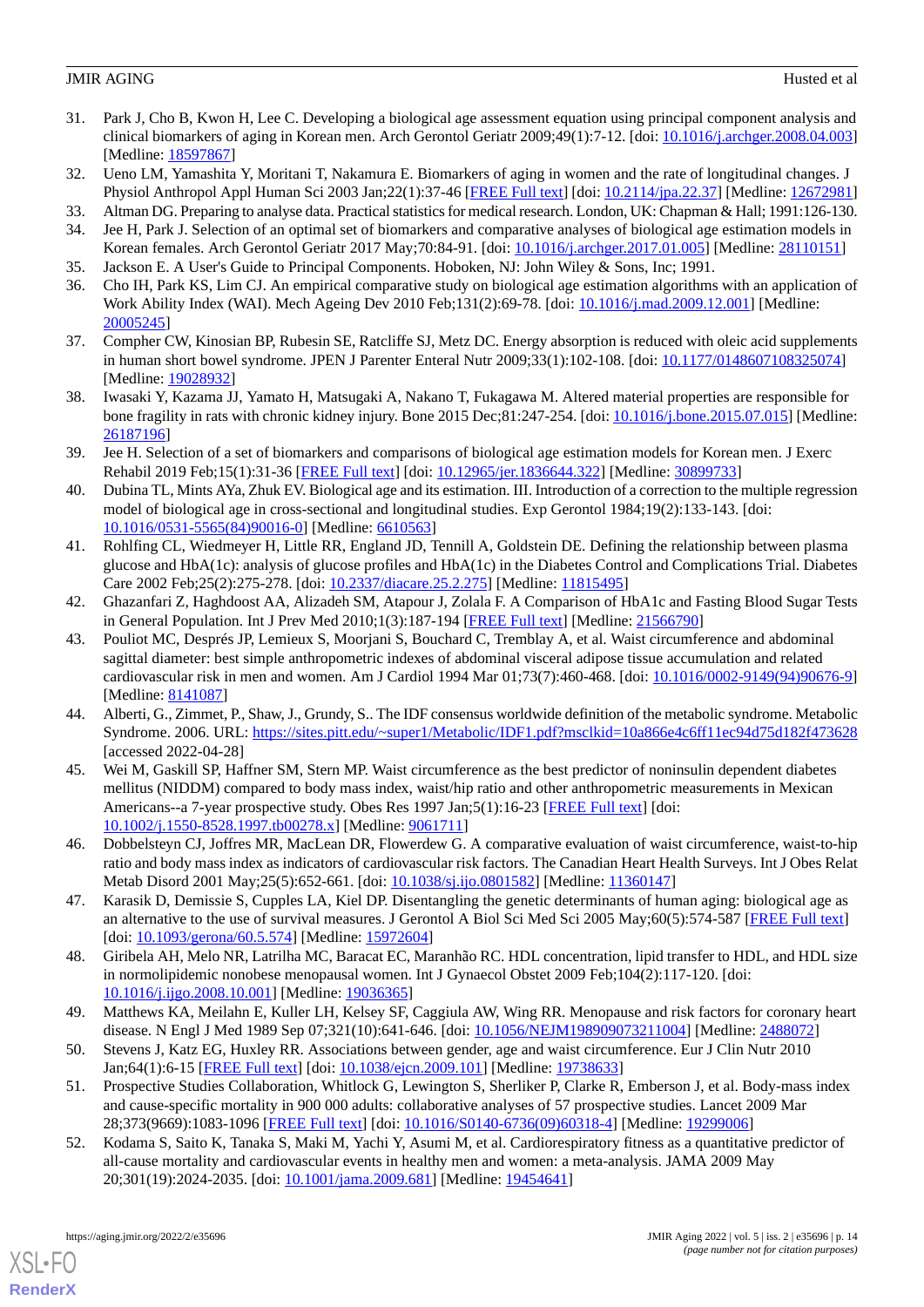31. Park J, Cho B, Kwon H, Lee C. Developing a biological age assessment equation using principal component analysis and clinical biomarkers of aging in Korean men. Arch Gerontol Geriatr 2009;49(1):7-12. [doi: 10.1016/j.archger.2008.04.003] [Medline: 18597867]
32. Ueno LM, Yamashita Y, Moritani T, Nakamura E. Biomarkers of aging in women and the rate of longitudinal changes. J Physiol Anthropol Appl Human Sci 2003 Jan;22(1):37-46 [FREE Full text] [doi: 10.2114/jpa.22.37] [Medline: 12672981]
33. Altman DG. Preparing to analyse data. Practical statistics for medical research. London, UK: Chapman & Hall; 1991:126-130.
34. Jee H, Park J. Selection of an optimal set of biomarkers and comparative analyses of biological age estimation models in Korean females. Arch Gerontol Geriatr 2017 May;70:84-91. [doi: 10.1016/j.archger.2017.01.005] [Medline: 28110151]
35. Jackson E. A User's Guide to Principal Components. Hoboken, NJ: John Wiley & Sons, Inc; 1991.
36. Cho IH, Park KS, Lim CJ. An empirical comparative study on biological age estimation algorithms with an application of Work Ability Index (WAI). Mech Ageing Dev 2010 Feb;131(2):69-78. [doi: 10.1016/j.mad.2009.12.001] [Medline: 20005245]
37. Compher CW, Kinosian BP, Rubesin SE, Ratcliffe SJ, Metz DC. Energy absorption is reduced with oleic acid supplements in human short bowel syndrome. JPEN J Parenter Enteral Nutr 2009;33(1):102-108. [doi: 10.1177/0148607108325074] [Medline: 19028932]
38. Iwasaki Y, Kazama JJ, Yamato H, Matsugaki A, Nakano T, Fukagawa M. Altered material properties are responsible for bone fragility in rats with chronic kidney injury. Bone 2015 Dec;81:247-254. [doi: 10.1016/j.bone.2015.07.015] [Medline: 26187196]
39. Jee H. Selection of a set of biomarkers and comparisons of biological age estimation models for Korean men. J Exerc Rehabil 2019 Feb;15(1):31-36 [FREE Full text] [doi: 10.12965/jer.1836644.322] [Medline: 30899733]
40. Dubina TL, Mints AYa, Zhuk EV. Biological age and its estimation. III. Introduction of a correction to the multiple regression model of biological age in cross-sectional and longitudinal studies. Exp Gerontol 1984;19(2):133-143. [doi: 10.1016/0531-5565(84)90016-0] [Medline: 6610563]
41. Rohlfing CL, Wiedmeyer H, Little RR, England JD, Tennill A, Goldstein DE. Defining the relationship between plasma glucose and HbA(1c): analysis of glucose profiles and HbA(1c) in the Diabetes Control and Complications Trial. Diabetes Care 2002 Feb;25(2):275-278. [doi: 10.2337/diacare.25.2.275] [Medline: 11815495]
42. Ghazanfari Z, Haghdoost AA, Alizadeh SM, Atapour J, Zolala F. A Comparison of HbA1c and Fasting Blood Sugar Tests in General Population. Int J Prev Med 2010;1(3):187-194 [FREE Full text] [Medline: 21566790]
43. Pouliot MC, Després JP, Lemieux S, Moorjani S, Bouchard C, Tremblay A, et al. Waist circumference and abdominal sagittal diameter: best simple anthropometric indexes of abdominal visceral adipose tissue accumulation and related cardiovascular risk in men and women. Am J Cardiol 1994 Mar 01;73(7):460-468. [doi: 10.1016/0002-9149(94)90676-9] [Medline: 8141087]
44. Alberti, G., Zimmet, P., Shaw, J., Grundy, S.. The IDF consensus worldwide definition of the metabolic syndrome. Metabolic Syndrome. 2006. URL: https://sites.pitt.edu/~super1/Metabolic/IDF1.pdf?msclkid=10a866e4c6ff11ec94d75d182f473628 [accessed 2022-04-28]
45. Wei M, Gaskill SP, Haffner SM, Stern MP. Waist circumference as the best predictor of noninsulin dependent diabetes mellitus (NIDDM) compared to body mass index, waist/hip ratio and other anthropometric measurements in Mexican Americans--a 7-year prospective study. Obes Res 1997 Jan;5(1):16-23 [FREE Full text] [doi: 10.1002/j.1550-8528.1997.tb00278.x] [Medline: 9061711]
46. Dobbelsteyn CJ, Joffres MR, MacLean DR, Flowerdew G. A comparative evaluation of waist circumference, waist-to-hip ratio and body mass index as indicators of cardiovascular risk factors. The Canadian Heart Health Surveys. Int J Obes Relat Metab Disord 2001 May;25(5):652-661. [doi: 10.1038/sj.ijo.0801582] [Medline: 11360147]
47. Karasik D, Demissie S, Cupples LA, Kiel DP. Disentangling the genetic determinants of human aging: biological age as an alternative to the use of survival measures. J Gerontol A Biol Sci Med Sci 2005 May;60(5):574-587 [FREE Full text] [doi: 10.1093/gerona/60.5.574] [Medline: 15972604]
48. Giribela AH, Melo NR, Latrilha MC, Baracat EC, Maranhão RC. HDL concentration, lipid transfer to HDL, and HDL size in normolipidemic nonobese menopausal women. Int J Gynaecol Obstet 2009 Feb;104(2):117-120. [doi: 10.1016/j.ijgo.2008.10.001] [Medline: 19036365]
49. Matthews KA, Meilahn E, Kuller LH, Kelsey SF, Caggiula AW, Wing RR. Menopause and risk factors for coronary heart disease. N Engl J Med 1989 Sep 07;321(10):641-646. [doi: 10.1056/NEJM198909073211004] [Medline: 2488072]
50. Stevens J, Katz EG, Huxley RR. Associations between gender, age and waist circumference. Eur J Clin Nutr 2010 Jan;64(1):6-15 [FREE Full text] [doi: 10.1038/ejcn.2009.101] [Medline: 19738633]
51. Prospective Studies Collaboration, Whitlock G, Lewington S, Sherliker P, Clarke R, Emberson J, et al. Body-mass index and cause-specific mortality in 900 000 adults: collaborative analyses of 57 prospective studies. Lancet 2009 Mar 28;373(9669):1083-1096 [FREE Full text] [doi: 10.1016/S0140-6736(09)60318-4] [Medline: 19299006]
52. Kodama S, Saito K, Tanaka S, Maki M, Yachi Y, Asumi M, et al. Cardiorespiratory fitness as a quantitative predictor of all-cause mortality and cardiovascular events in healthy men and women: a meta-analysis. JAMA 2009 May 20;301(19):2024-2035. [doi: 10.1001/jama.2009.681] [Medline: 19454641]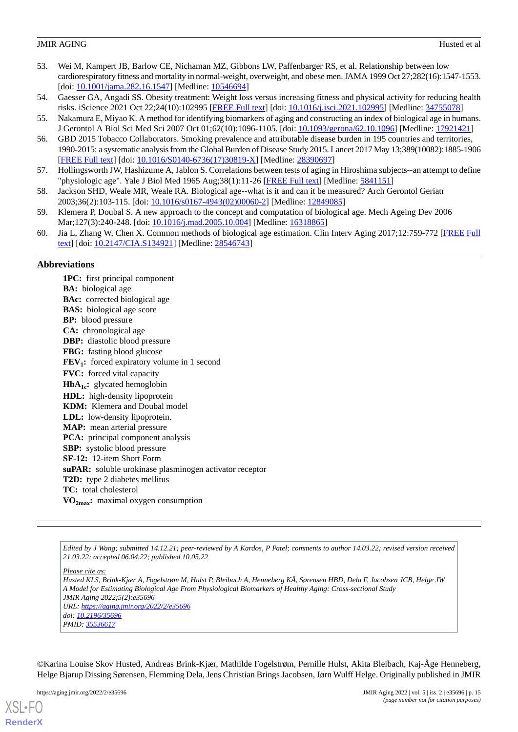53. Wei M, Kampert JB, Barlow CE, Nichaman MZ, Gibbons LW, Paffenbarger RS, et al. Relationship between low cardiorespiratory fitness and mortality in normal-weight, overweight, and obese men. JAMA 1999 Oct 27;282(16):1547-1553. [doi: 10.1001/jama.282.16.1547] [Medline: 10546694]
54. Gaesser GA, Angadi SS. Obesity treatment: Weight loss versus increasing fitness and physical activity for reducing health risks. iScience 2021 Oct 22;24(10):102995 [FREE Full text] [doi: 10.1016/j.isci.2021.102995] [Medline: 34755078]
55. Nakamura E, Miyao K. A method for identifying biomarkers of aging and constructing an index of biological age in humans. J Gerontol A Biol Sci Med Sci 2007 Oct 01;62(10):1096-1105. [doi: 10.1093/gerona/62.10.1096] [Medline: 17921421]
56. GBD 2015 Tobacco Collaborators. Smoking prevalence and attributable disease burden in 195 countries and territories, 1990-2015: a systematic analysis from the Global Burden of Disease Study 2015. Lancet 2017 May 13;389(10082):1885-1906 [FREE Full text] [doi: 10.1016/S0140-6736(17)30819-X] [Medline: 28390697]
57. Hollingsworth JW, Hashizume A, Jablon S. Correlations between tests of aging in Hiroshima subjects--an attempt to define "physiologic age". Yale J Biol Med 1965 Aug;38(1):11-26 [FREE Full text] [Medline: 5841151]
58. Jackson SHD, Weale MR, Weale RA. Biological age--what is it and can it be measured? Arch Gerontol Geriatr 2003;36(2):103-115. [doi: 10.1016/s0167-4943(02)00060-2] [Medline: 12849085]
59. Klemera P, Doubal S. A new approach to the concept and computation of biological age. Mech Ageing Dev 2006 Mar;127(3):240-248. [doi: 10.1016/j.mad.2005.10.004] [Medline: 16318865]
60. Jia L, Zhang W, Chen X. Common methods of biological age estimation. Clin Interv Aging 2017;12:759-772 [FREE Full text] [doi: 10.2147/CIA.S134921] [Medline: 28546743]

## Abbreviations

**1PC:** first principal component
**BA:** biological age
**BAc:** corrected biological age
**BAS:** biological age score
**BP:** blood pressure
**CA:** chronological age
**DBP:** diastolic blood pressure
**FBG:** fasting blood glucose
**$FEV_1$:** forced expiratory volume in 1 second
**FVC:** forced vital capacity
**$HbA_{1c}$:** glycated hemoglobin
**HDL:** high-density lipoprotein
**KDM:** Klemera and Doubal model
**LDL:** low-density lipoprotein.
**MAP:** mean arterial pressure
**PCA:** principal component analysis
**SBP:** systolic blood pressure
**SF-12:** 12-item Short Form
**suPAR:** soluble urokinase plasminogen activator receptor
**T2D:** type 2 diabetes mellitus
**TC:** total cholesterol
**$VO_{2max}$:** maximal oxygen consumption

*Edited by J Wang; submitted 14.12.21; peer-reviewed by A Kardos, P Patel; comments to author 14.03.22; revised version received 21.03.22; accepted 06.04.22; published 10.05.22*

*Please cite as:*
*Husted KLS, Brink-Kjær A, Fogelstrøm M, Hulst P, Bleibach A, Henneberg KÅ, Sørensen HBD, Dela F, Jacobsen JCB, Helge JW*
*A Model for Estimating Biological Age From Physiological Biomarkers of Healthy Aging: Cross-sectional Study*
*JMIR Aging 2022;5(2):e35696*
*URL: https://aging.jmir.org/2022/2/e35696*
*doi: 10.2196/35696*
*PMID: 35536617*

©Karina Louise Skov Husted, Andreas Brink-Kjær, Mathilde Fogelstrøm, Pernille Hulst, Akita Bleibach, Kaj-Åge Henneberg, Helge Bjarup Dissing Sørensen, Flemming Dela, Jens Christian Brings Jacobsen, Jørn Wulff Helge. Originally published in JMIR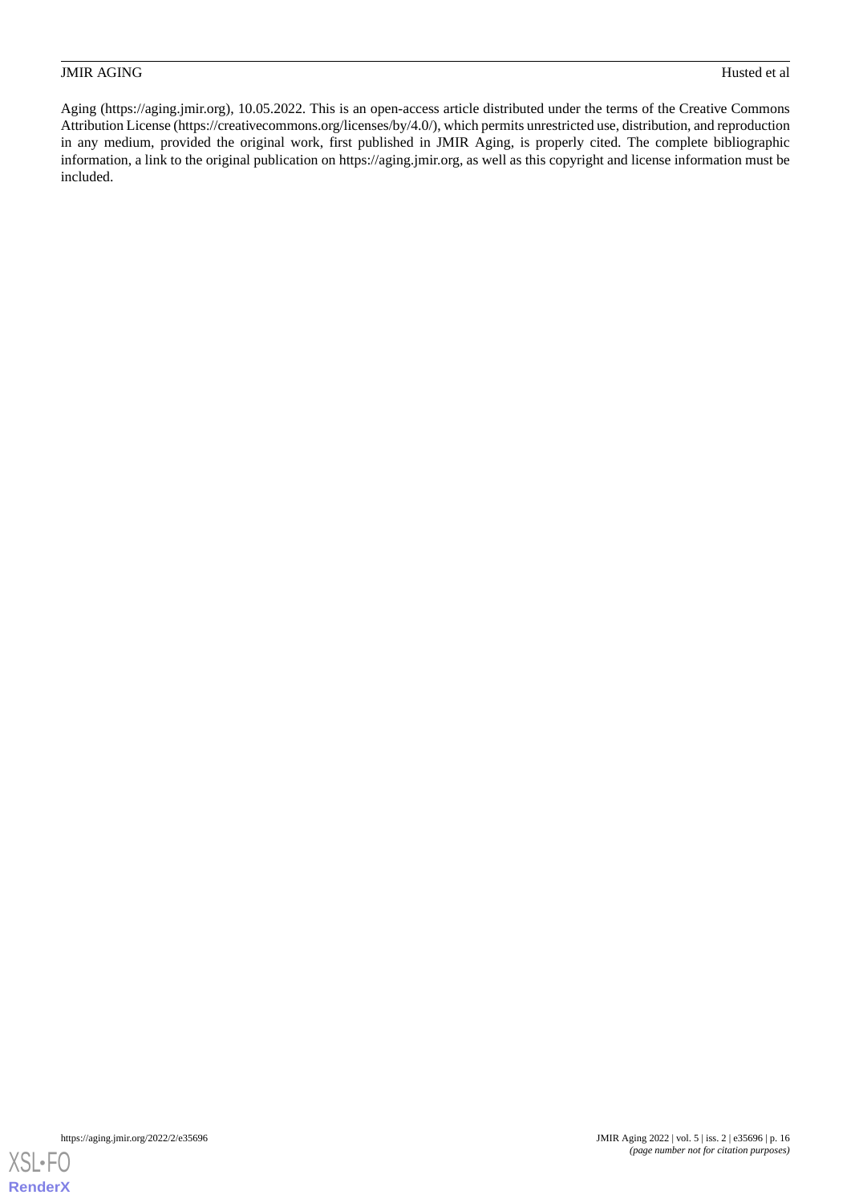Aging (https://aging.jmir.org), 10.05.2022. This is an open-access article distributed under the terms of the Creative Commons Attribution License (https://creativecommons.org/licenses/by/4.0/), which permits unrestricted use, distribution, and reproduction in any medium, provided the original work, first published in JMIR Aging, is properly cited. The complete bibliographic information, a link to the original publication on https://aging.jmir.org, as well as this copyright and license information must be included.